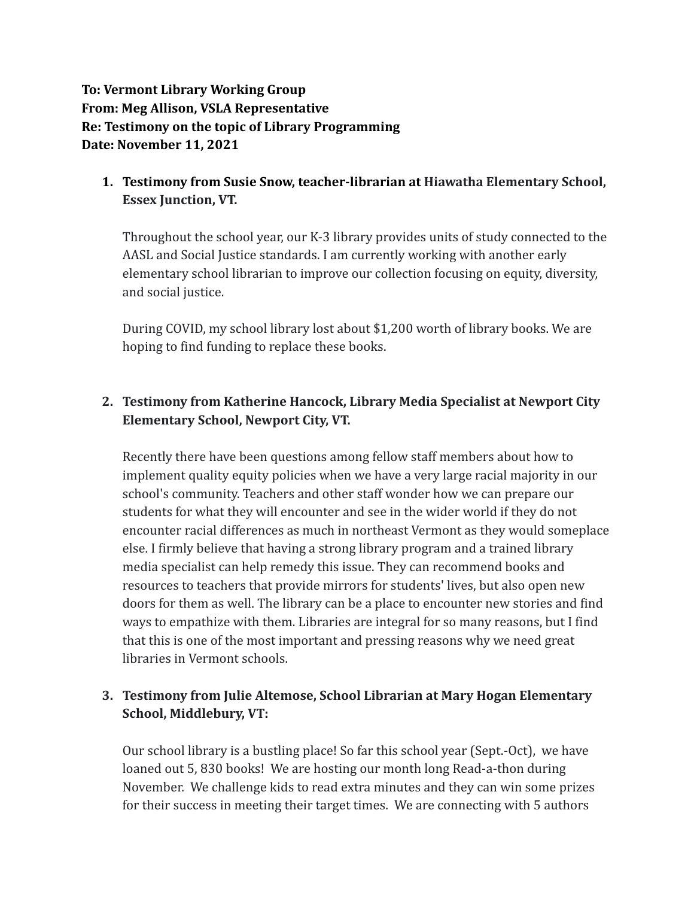**To: Vermont Library Working Group**
**From: Meg Allison, VSLA Representative**
**Re: Testimony on the topic of Library Programming**
**Date: November 11, 2021**

1. **Testimony from Susie Snow, teacher-librarian at Hiawatha Elementary School, Essex Junction, VT.**

   Throughout the school year, our K-3 library provides units of study connected to the AASL and Social Justice standards. I am currently working with another early elementary school librarian to improve our collection focusing on equity, diversity, and social justice.

   During COVID, my school library lost about $1,200 worth of library books. We are hoping to find funding to replace these books.

2. **Testimony from Katherine Hancock, Library Media Specialist at Newport City Elementary School, Newport City, VT.**

   Recently there have been questions among fellow staff members about how to implement quality equity policies when we have a very large racial majority in our school's community. Teachers and other staff wonder how we can prepare our students for what they will encounter and see in the wider world if they do not encounter racial differences as much in northeast Vermont as they would someplace else. I firmly believe that having a strong library program and a trained library media specialist can help remedy this issue. They can recommend books and resources to teachers that provide mirrors for students' lives, but also open new doors for them as well. The library can be a place to encounter new stories and find ways to empathize with them. Libraries are integral for so many reasons, but I find that this is one of the most important and pressing reasons why we need great libraries in Vermont schools.

3. **Testimony from Julie Altemose, School Librarian at Mary Hogan Elementary School, Middlebury, VT:**

   Our school library is a bustling place! So far this school year (Sept.-Oct), we have loaned out 5, 830 books! We are hosting our month long Read-a-thon during November. We challenge kids to read extra minutes and they can win some prizes for their success in meeting their target times. We are connecting with 5 authors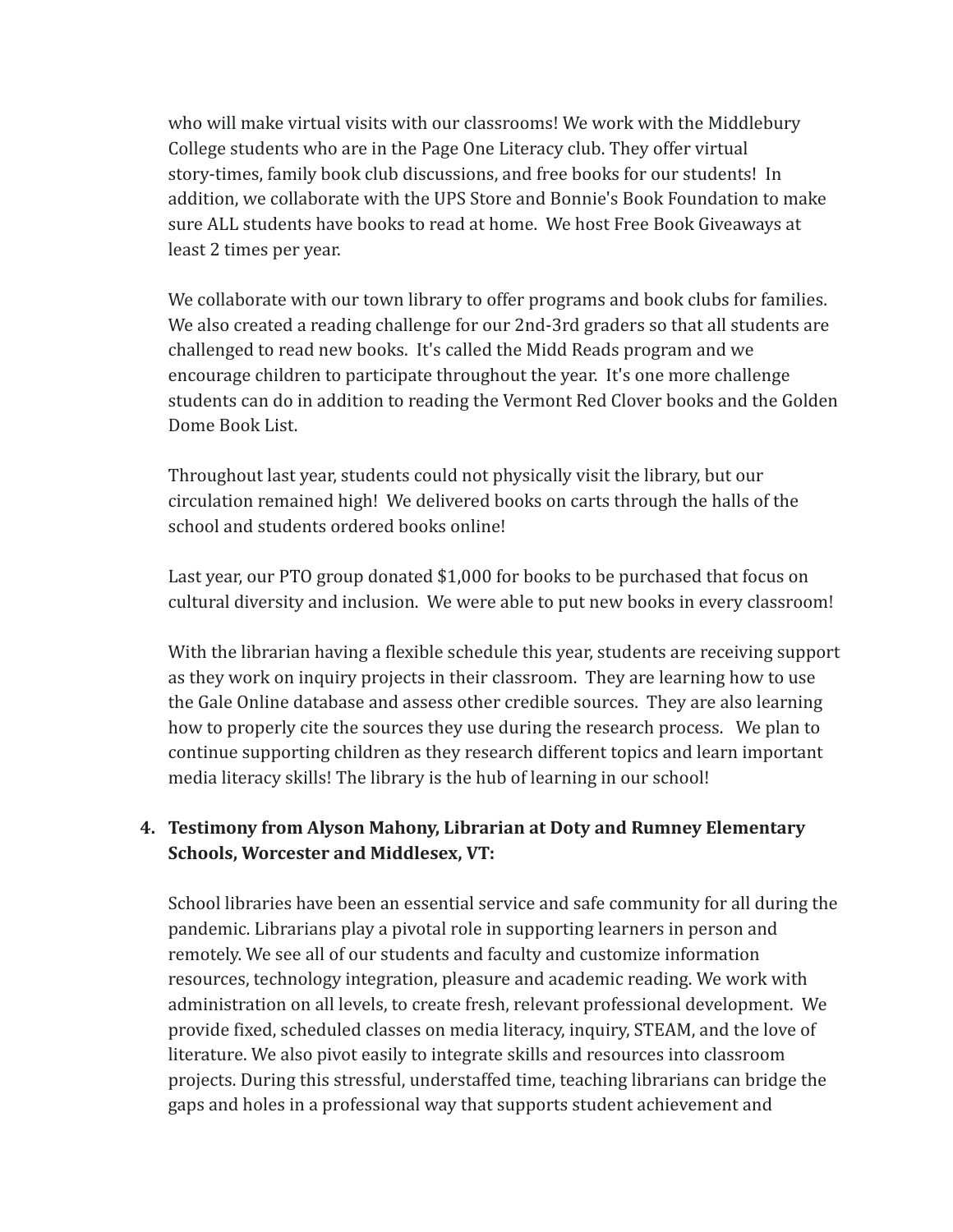who will make virtual visits with our classrooms! We work with the Middlebury College students who are in the Page One Literacy club. They offer virtual story-times, family book club discussions, and free books for our students! In addition, we collaborate with the UPS Store and Bonnie's Book Foundation to make sure ALL students have books to read at home. We host Free Book Giveaways at least 2 times per year.

We collaborate with our town library to offer programs and book clubs for families. We also created a reading challenge for our 2nd-3rd graders so that all students are challenged to read new books. It's called the Midd Reads program and we encourage children to participate throughout the year. It's one more challenge students can do in addition to reading the Vermont Red Clover books and the Golden Dome Book List.

Throughout last year, students could not physically visit the library, but our circulation remained high! We delivered books on carts through the halls of the school and students ordered books online!

Last year, our PTO group donated $1,000 for books to be purchased that focus on cultural diversity and inclusion. We were able to put new books in every classroom!

With the librarian having a flexible schedule this year, students are receiving support as they work on inquiry projects in their classroom. They are learning how to use the Gale Online database and assess other credible sources. They are also learning how to properly cite the sources they use during the research process. We plan to continue supporting children as they research different topics and learn important media literacy skills! The library is the hub of learning in our school!

4. **Testimony from Alyson Mahony, Librarian at Doty and Rumney Elementary Schools, Worcester and Middlesex, VT:**

   School libraries have been an essential service and safe community for all during the pandemic. Librarians play a pivotal role in supporting learners in person and remotely. We see all of our students and faculty and customize information resources, technology integration, pleasure and academic reading. We work with administration on all levels, to create fresh, relevant professional development. We provide fixed, scheduled classes on media literacy, inquiry, STEAM, and the love of literature. We also pivot easily to integrate skills and resources into classroom projects. During this stressful, understaffed time, teaching librarians can bridge the gaps and holes in a professional way that supports student achievement and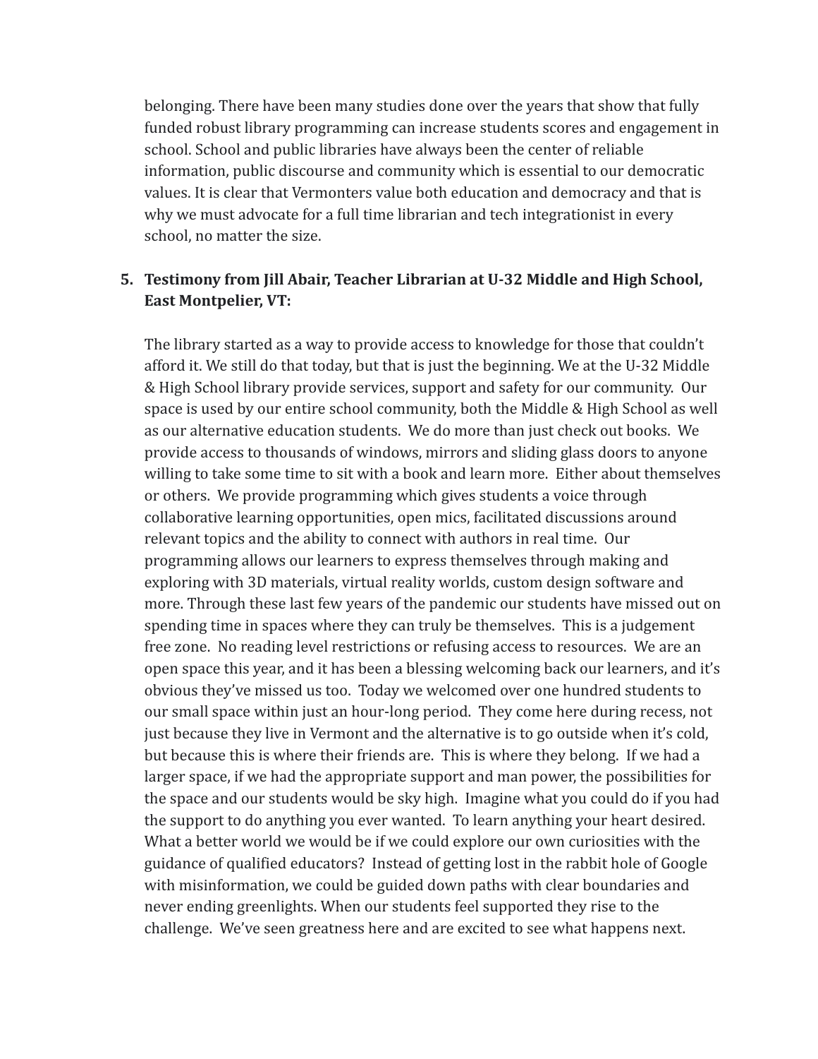belonging. There have been many studies done over the years that show that fully funded robust library programming can increase students scores and engagement in school. School and public libraries have always been the center of reliable information, public discourse and community which is essential to our democratic values. It is clear that Vermonters value both education and democracy and that is why we must advocate for a full time librarian and tech integrationist in every school, no matter the size.

5. **Testimony from Jill Abair, Teacher Librarian at U-32 Middle and High School, East Montpelier, VT:**

   The library started as a way to provide access to knowledge for those that couldn't afford it. We still do that today, but that is just the beginning. We at the U-32 Middle & High School library provide services, support and safety for our community. Our space is used by our entire school community, both the Middle & High School as well as our alternative education students. We do more than just check out books. We provide access to thousands of windows, mirrors and sliding glass doors to anyone willing to take some time to sit with a book and learn more. Either about themselves or others. We provide programming which gives students a voice through collaborative learning opportunities, open mics, facilitated discussions around relevant topics and the ability to connect with authors in real time. Our programming allows our learners to express themselves through making and exploring with 3D materials, virtual reality worlds, custom design software and more. Through these last few years of the pandemic our students have missed out on spending time in spaces where they can truly be themselves. This is a judgement free zone. No reading level restrictions or refusing access to resources. We are an open space this year, and it has been a blessing welcoming back our learners, and it's obvious they've missed us too. Today we welcomed over one hundred students to our small space within just an hour-long period. They come here during recess, not just because they live in Vermont and the alternative is to go outside when it's cold, but because this is where their friends are. This is where they belong. If we had a larger space, if we had the appropriate support and man power, the possibilities for the space and our students would be sky high. Imagine what you could do if you had the support to do anything you ever wanted. To learn anything your heart desired. What a better world we would be if we could explore our own curiosities with the guidance of qualified educators? Instead of getting lost in the rabbit hole of Google with misinformation, we could be guided down paths with clear boundaries and never ending greenlights. When our students feel supported they rise to the challenge. We've seen greatness here and are excited to see what happens next.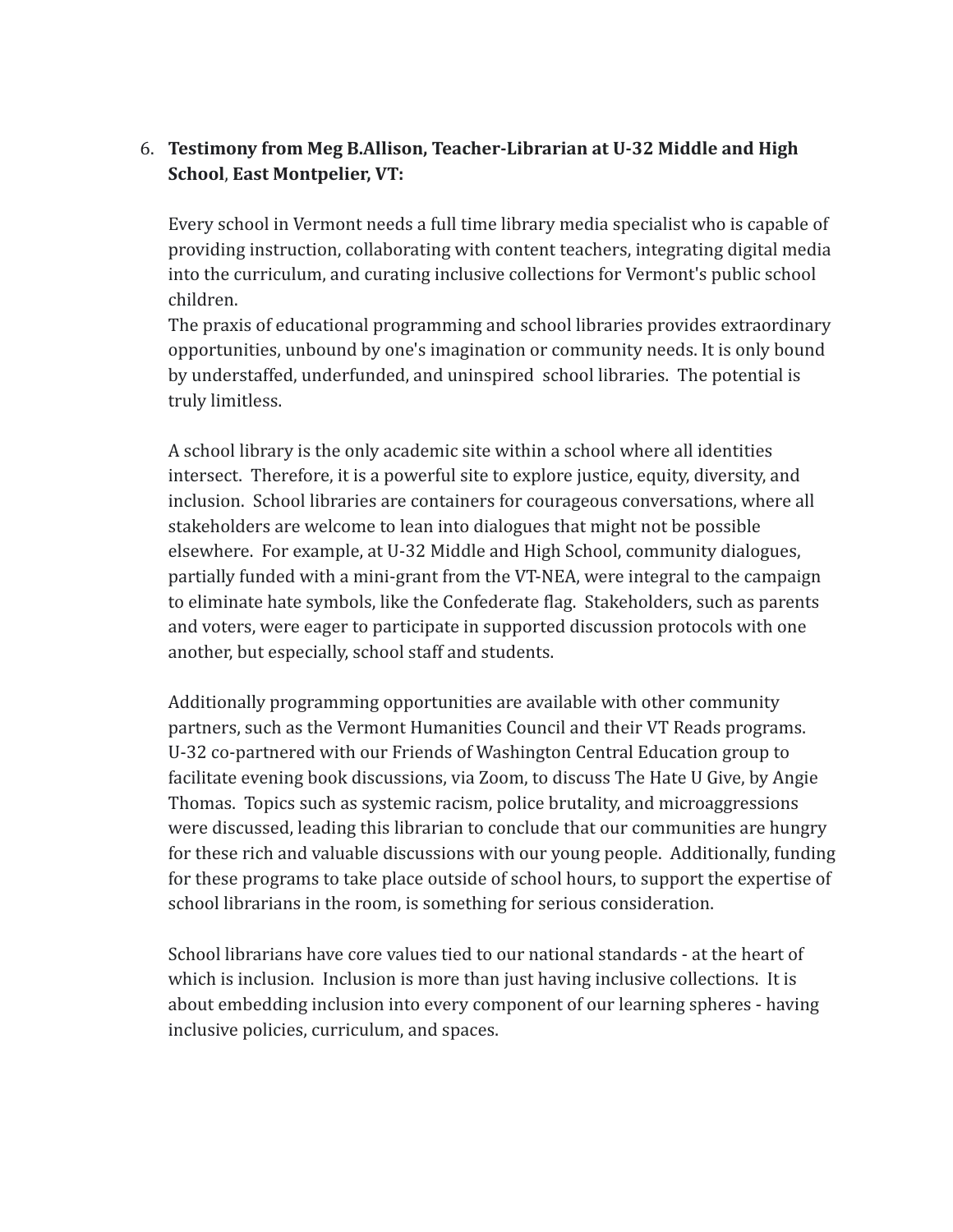6. **Testimony from Meg B.Allison, Teacher-Librarian at U-32 Middle and High School**, **East Montpelier, VT:**

   Every school in Vermont needs a full time library media specialist who is capable of providing instruction, collaborating with content teachers, integrating digital media into the curriculum, and curating inclusive collections for Vermont's public school children.
   The praxis of educational programming and school libraries provides extraordinary opportunities, unbound by one's imagination or community needs. It is only bound by understaffed, underfunded, and uninspired school libraries. The potential is truly limitless.

   A school library is the only academic site within a school where all identities intersect. Therefore, it is a powerful site to explore justice, equity, diversity, and inclusion. School libraries are containers for courageous conversations, where all stakeholders are welcome to lean into dialogues that might not be possible elsewhere. For example, at U-32 Middle and High School, community dialogues, partially funded with a mini-grant from the VT-NEA, were integral to the campaign to eliminate hate symbols, like the Confederate flag. Stakeholders, such as parents and voters, were eager to participate in supported discussion protocols with one another, but especially, school staff and students.

   Additionally programming opportunities are available with other community partners, such as the Vermont Humanities Council and their VT Reads programs. U-32 co-partnered with our Friends of Washington Central Education group to facilitate evening book discussions, via Zoom, to discuss The Hate U Give, by Angie Thomas. Topics such as systemic racism, police brutality, and microaggressions were discussed, leading this librarian to conclude that our communities are hungry for these rich and valuable discussions with our young people. Additionally, funding for these programs to take place outside of school hours, to support the expertise of school librarians in the room, is something for serious consideration.

   School librarians have core values tied to our national standards - at the heart of which is inclusion. Inclusion is more than just having inclusive collections. It is about embedding inclusion into every component of our learning spheres - having inclusive policies, curriculum, and spaces.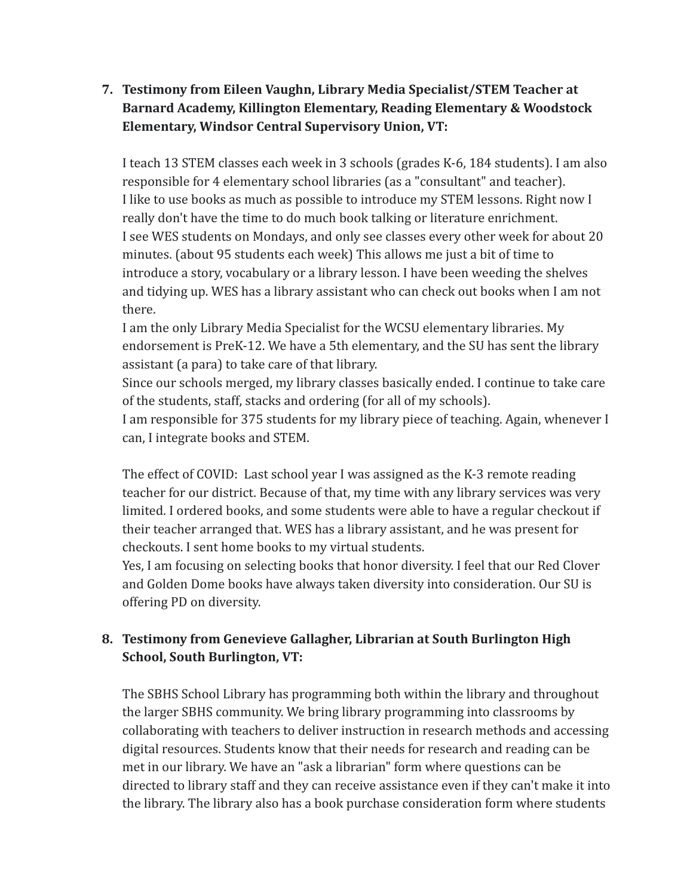7. **Testimony from Eileen Vaughn, Library Media Specialist/STEM Teacher at Barnard Academy, Killington Elementary, Reading Elementary & Woodstock Elementary, Windsor Central Supervisory Union, VT:**

   I teach 13 STEM classes each week in 3 schools (grades K-6, 184 students). I am also responsible for 4 elementary school libraries (as a "consultant" and teacher).
   I like to use books as much as possible to introduce my STEM lessons. Right now I really don't have the time to do much book talking or literature enrichment.
   I see WES students on Mondays, and only see classes every other week for about 20 minutes. (about 95 students each week) This allows me just a bit of time to introduce a story, vocabulary or a library lesson. I have been weeding the shelves and tidying up. WES has a library assistant who can check out books when I am not there.
   I am the only Library Media Specialist for the WCSU elementary libraries. My endorsement is PreK-12. We have a 5th elementary, and the SU has sent the library assistant (a para) to take care of that library.
   Since our schools merged, my library classes basically ended. I continue to take care of the students, staff, stacks and ordering (for all of my schools).
   I am responsible for 375 students for my library piece of teaching. Again, whenever I can, I integrate books and STEM.

   The effect of COVID: Last school year I was assigned as the K-3 remote reading teacher for our district. Because of that, my time with any library services was very limited. I ordered books, and some students were able to have a regular checkout if their teacher arranged that. WES has a library assistant, and he was present for checkouts. I sent home books to my virtual students.
   Yes, I am focusing on selecting books that honor diversity. I feel that our Red Clover and Golden Dome books have always taken diversity into consideration. Our SU is offering PD on diversity.

8. **Testimony from Genevieve Gallagher, Librarian at South Burlington High School, South Burlington, VT:**

   The SBHS School Library has programming both within the library and throughout the larger SBHS community. We bring library programming into classrooms by collaborating with teachers to deliver instruction in research methods and accessing digital resources. Students know that their needs for research and reading can be met in our library. We have an "ask a librarian" form where questions can be directed to library staff and they can receive assistance even if they can't make it into the library. The library also has a book purchase consideration form where students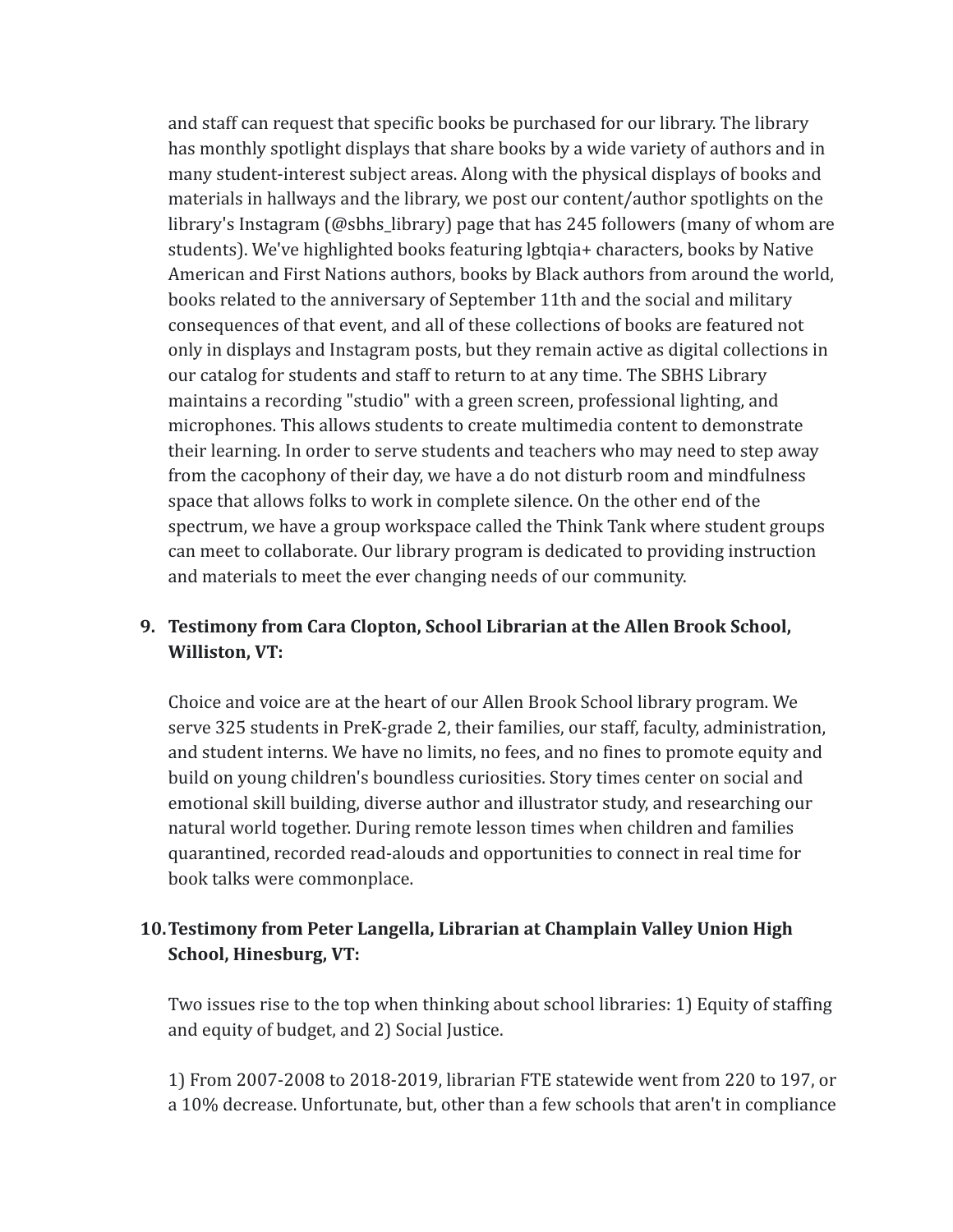and staff can request that specific books be purchased for our library. The library has monthly spotlight displays that share books by a wide variety of authors and in many student-interest subject areas. Along with the physical displays of books and materials in hallways and the library, we post our content/author spotlights on the library's Instagram (@sbhs_library) page that has 245 followers (many of whom are students). We've highlighted books featuring lgbtqia+ characters, books by Native American and First Nations authors, books by Black authors from around the world, books related to the anniversary of September 11th and the social and military consequences of that event, and all of these collections of books are featured not only in displays and Instagram posts, but they remain active as digital collections in our catalog for students and staff to return to at any time. The SBHS Library maintains a recording "studio" with a green screen, professional lighting, and microphones. This allows students to create multimedia content to demonstrate their learning. In order to serve students and teachers who may need to step away from the cacophony of their day, we have a do not disturb room and mindfulness space that allows folks to work in complete silence. On the other end of the spectrum, we have a group workspace called the Think Tank where student groups can meet to collaborate. Our library program is dedicated to providing instruction and materials to meet the ever changing needs of our community.

9. **Testimony from Cara Clopton, School Librarian at the Allen Brook School, Williston, VT:**

   Choice and voice are at the heart of our Allen Brook School library program. We serve 325 students in PreK-grade 2, their families, our staff, faculty, administration, and student interns. We have no limits, no fees, and no fines to promote equity and build on young children's boundless curiosities. Story times center on social and emotional skill building, diverse author and illustrator study, and researching our natural world together. During remote lesson times when children and families quarantined, recorded read-alouds and opportunities to connect in real time for book talks were commonplace.

10. **Testimony from Peter Langella, Librarian at Champlain Valley Union High School, Hinesburg, VT:**

    Two issues rise to the top when thinking about school libraries: 1) Equity of staffing and equity of budget, and 2) Social Justice.

    1) From 2007-2008 to 2018-2019, librarian FTE statewide went from 220 to 197, or a 10% decrease. Unfortunate, but, other than a few schools that aren't in compliance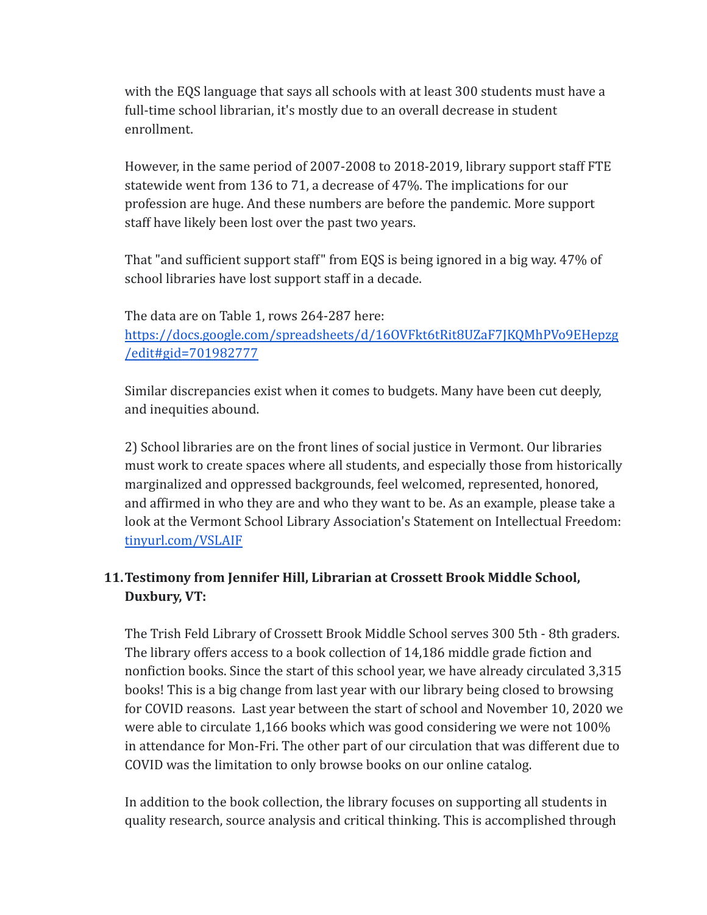with the EQS language that says all schools with at least 300 students must have a full-time school librarian, it's mostly due to an overall decrease in student enrollment.

However, in the same period of 2007-2008 to 2018-2019, library support staff FTE statewide went from 136 to 71, a decrease of 47%. The implications for our profession are huge. And these numbers are before the pandemic. More support staff have likely been lost over the past two years.

That "and sufficient support staff" from EQS is being ignored in a big way. 47% of school libraries have lost support staff in a decade.

The data are on Table 1, rows 264-287 here: [https://docs.google.com/spreadsheets/d/16OVFkt6tRit8UZaF7JKQMhPVo9EHepzg/edit#gid=701982777](https://docs.google.com/spreadsheets/d/16OVFkt6tRit8UZaF7JKQMhPVo9EHepzg/edit#gid=701982777)

Similar discrepancies exist when it comes to budgets. Many have been cut deeply, and inequities abound.

2) School libraries are on the front lines of social justice in Vermont. Our libraries must work to create spaces where all students, and especially those from historically marginalized and oppressed backgrounds, feel welcomed, represented, honored, and affirmed in who they are and who they want to be. As an example, please take a look at the Vermont School Library Association's Statement on Intellectual Freedom: [tinyurl.com/VSLAIF](https://tinyurl.com/VSLAIF)

11. **Testimony from Jennifer Hill, Librarian at Crossett Brook Middle School, Duxbury, VT:**

The Trish Feld Library of Crossett Brook Middle School serves 300 5th - 8th graders. The library offers access to a book collection of 14,186 middle grade fiction and nonfiction books. Since the start of this school year, we have already circulated 3,315 books! This is a big change from last year with our library being closed to browsing for COVID reasons. Last year between the start of school and November 10, 2020 we were able to circulate 1,166 books which was good considering we were not 100% in attendance for Mon-Fri. The other part of our circulation that was different due to COVID was the limitation to only browse books on our online catalog.

In addition to the book collection, the library focuses on supporting all students in quality research, source analysis and critical thinking. This is accomplished through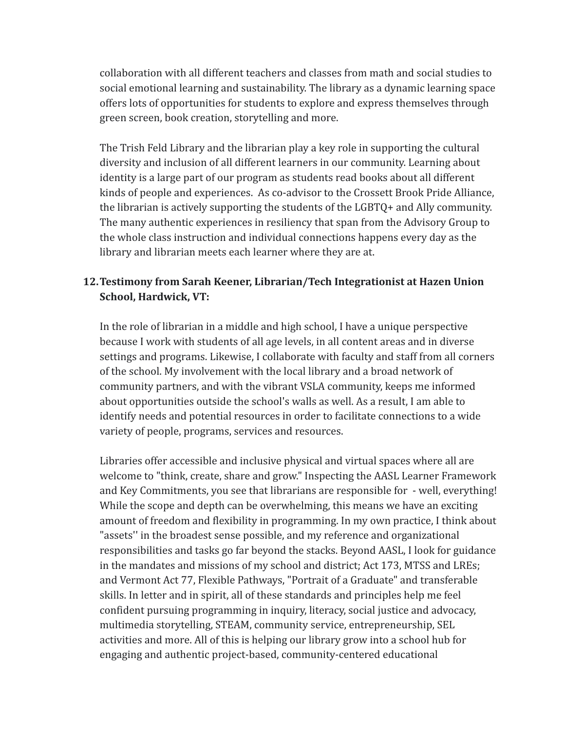collaboration with all different teachers and classes from math and social studies to social emotional learning and sustainability. The library as a dynamic learning space offers lots of opportunities for students to explore and express themselves through green screen, book creation, storytelling and more.

The Trish Feld Library and the librarian play a key role in supporting the cultural diversity and inclusion of all different learners in our community. Learning about identity is a large part of our program as students read books about all different kinds of people and experiences. As co-advisor to the Crossett Brook Pride Alliance, the librarian is actively supporting the students of the LGBTQ+ and Ally community. The many authentic experiences in resiliency that span from the Advisory Group to the whole class instruction and individual connections happens every day as the library and librarian meets each learner where they are at.

12. **Testimony from Sarah Keener, Librarian/Tech Integrationist at Hazen Union School, Hardwick, VT:**

In the role of librarian in a middle and high school, I have a unique perspective because I work with students of all age levels, in all content areas and in diverse settings and programs. Likewise, I collaborate with faculty and staff from all corners of the school. My involvement with the local library and a broad network of community partners, and with the vibrant VSLA community, keeps me informed about opportunities outside the school's walls as well. As a result, I am able to identify needs and potential resources in order to facilitate connections to a wide variety of people, programs, services and resources.

Libraries offer accessible and inclusive physical and virtual spaces where all are welcome to "think, create, share and grow." Inspecting the AASL Learner Framework and Key Commitments, you see that librarians are responsible for - well, everything! While the scope and depth can be overwhelming, this means we have an exciting amount of freedom and flexibility in programming. In my own practice, I think about "assets'' in the broadest sense possible, and my reference and organizational responsibilities and tasks go far beyond the stacks. Beyond AASL, I look for guidance in the mandates and missions of my school and district; Act 173, MTSS and LREs; and Vermont Act 77, Flexible Pathways, "Portrait of a Graduate" and transferable skills. In letter and in spirit, all of these standards and principles help me feel confident pursuing programming in inquiry, literacy, social justice and advocacy, multimedia storytelling, STEAM, community service, entrepreneurship, SEL activities and more. All of this is helping our library grow into a school hub for engaging and authentic project-based, community-centered educational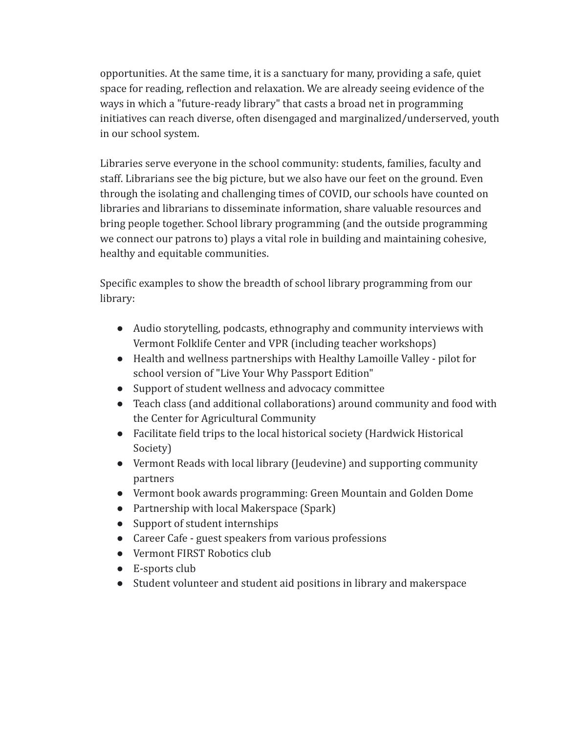opportunities. At the same time, it is a sanctuary for many, providing a safe, quiet space for reading, reflection and relaxation. We are already seeing evidence of the ways in which a "future-ready library" that casts a broad net in programming initiatives can reach diverse, often disengaged and marginalized/underserved, youth in our school system.

Libraries serve everyone in the school community: students, families, faculty and staff. Librarians see the big picture, but we also have our feet on the ground. Even through the isolating and challenging times of COVID, our schools have counted on libraries and librarians to disseminate information, share valuable resources and bring people together. School library programming (and the outside programming we connect our patrons to) plays a vital role in building and maintaining cohesive, healthy and equitable communities.

Specific examples to show the breadth of school library programming from our library:

- Audio storytelling, podcasts, ethnography and community interviews with Vermont Folklife Center and VPR (including teacher workshops)
- Health and wellness partnerships with Healthy Lamoille Valley - pilot for school version of "Live Your Why Passport Edition"
- Support of student wellness and advocacy committee
- Teach class (and additional collaborations) around community and food with the Center for Agricultural Community
- Facilitate field trips to the local historical society (Hardwick Historical Society)
- Vermont Reads with local library (Jeudevine) and supporting community partners
- Vermont book awards programming: Green Mountain and Golden Dome
- Partnership with local Makerspace (Spark)
- Support of student internships
- Career Cafe - guest speakers from various professions
- Vermont FIRST Robotics club
- E-sports club
- Student volunteer and student aid positions in library and makerspace